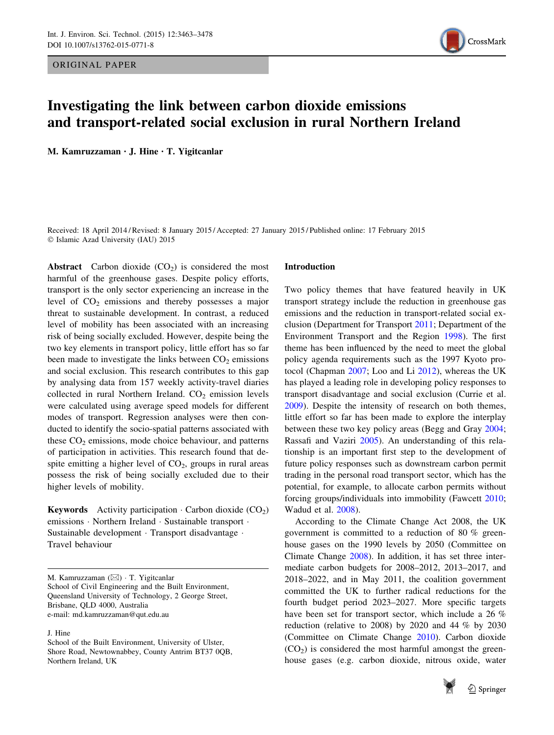ORIGINAL PAPER

# Investigating the link between carbon dioxide emissions and transport-related social exclusion in rural Northern Ireland

**M. Kamruzzaman · J. Hine · T. Yigitcanlar**

Received: 18 April 2014 / Revised: 8 January 2015 / Accepted: 27 January 2015 / Published online: 17 February 2015
© Islamic Azad University (IAU) 2015

**Abstract** Carbon dioxide ($CO_2$) is considered the most harmful of the greenhouse gases. Despite policy efforts, transport is the only sector experiencing an increase in the level of $CO_2$ emissions and thereby possesses a major threat to sustainable development. In contrast, a reduced level of mobility has been associated with an increasing risk of being socially excluded. However, despite being the two key elements in transport policy, little effort has so far been made to investigate the links between $CO_2$ emissions and social exclusion. This research contributes to this gap by analysing data from 157 weekly activity-travel diaries collected in rural Northern Ireland. $CO_2$ emission levels were calculated using average speed models for different modes of transport. Regression analyses were then conducted to identify the socio-spatial patterns associated with these $CO_2$ emissions, mode choice behaviour, and patterns of participation in activities. This research found that despite emitting a higher level of $CO_2$, groups in rural areas possess the risk of being socially excluded due to their higher levels of mobility.

**Keywords** Activity participation · Carbon dioxide ($CO_2$) emissions · Northern Ireland · Sustainable transport · Sustainable development · Transport disadvantage · Travel behaviour

M. Kamruzzaman (✉) · T. Yigitcanlar
School of Civil Engineering and the Built Environment, Queensland University of Technology, 2 George Street, Brisbane, QLD 4000, Australia
e-mail: md.kamruzzaman@qut.edu.au

J. Hine
School of the Built Environment, University of Ulster, Shore Road, Newtownabbey, County Antrim BT37 0QB, Northern Ireland, UK

## Introduction

Two policy themes that have featured heavily in UK transport strategy include the reduction in greenhouse gas emissions and the reduction in transport-related social exclusion (Department for Transport 2011; Department of the Environment Transport and the Region 1998). The first theme has been influenced by the need to meet the global policy agenda requirements such as the 1997 Kyoto protocol (Chapman 2007; Loo and Li 2012), whereas the UK has played a leading role in developing policy responses to transport disadvantage and social exclusion (Currie et al. 2009). Despite the intensity of research on both themes, little effort so far has been made to explore the interplay between these two key policy areas (Begg and Gray 2004; Rassafi and Vaziri 2005). An understanding of this relationship is an important first step to the development of future policy responses such as downstream carbon permit trading in the personal road transport sector, which has the potential, for example, to allocate carbon permits without forcing groups/individuals into immobility (Fawcett 2010; Wadud et al. 2008).

According to the Climate Change Act 2008, the UK government is committed to a reduction of 80 % greenhouse gases on the 1990 levels by 2050 (Committee on Climate Change 2008). In addition, it has set three intermediate carbon budgets for 2008–2012, 2013–2017, and 2018–2022, and in May 2011, the coalition government committed the UK to further radical reductions for the fourth budget period 2023–2027. More specific targets have been set for transport sector, which include a 26 % reduction (relative to 2008) by 2020 and 44 % by 2030 (Committee on Climate Change 2010). Carbon dioxide ($CO_2$) is considered the most harmful amongst the greenhouse gases (e.g. carbon dioxide, nitrous oxide, water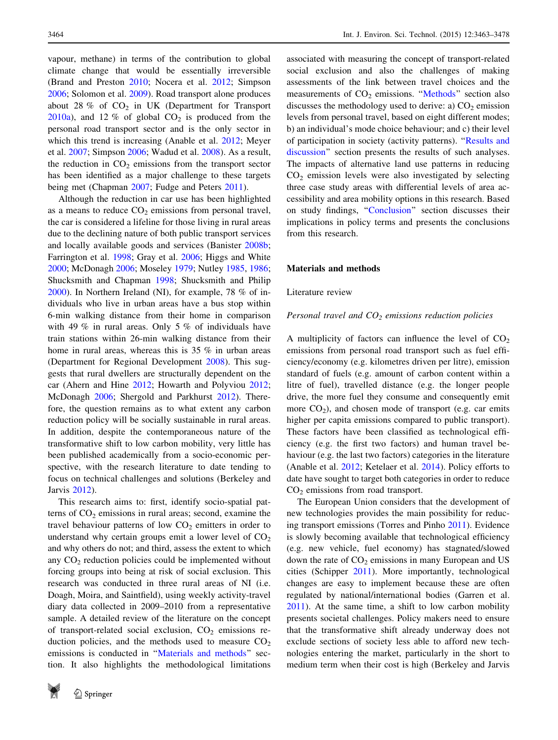vapour, methane) in terms of the contribution to global climate change that would be essentially irreversible (Brand and Preston 2010; Nocera et al. 2012; Simpson 2006; Solomon et al. 2009). Road transport alone produces about 28 % of $CO_2$ in UK (Department for Transport 2010a), and 12 % of global $CO_2$ is produced from the personal road transport sector and is the only sector in which this trend is increasing (Anable et al. 2012; Meyer et al. 2007; Simpson 2006; Wadud et al. 2008). As a result, the reduction in $CO_2$ emissions from the transport sector has been identified as a major challenge to these targets being met (Chapman 2007; Fudge and Peters 2011).

Although the reduction in car use has been highlighted as a means to reduce $CO_2$ emissions from personal travel, the car is considered a lifeline for those living in rural areas due to the declining nature of both public transport services and locally available goods and services (Banister 2008b; Farrington et al. 1998; Gray et al. 2006; Higgs and White 2000; McDonagh 2006; Moseley 1979; Nutley 1985, 1986; Shucksmith and Chapman 1998; Shucksmith and Philip 2000). In Northern Ireland (NI), for example, 78 % of individuals who live in urban areas have a bus stop within 6-min walking distance from their home in comparison with 49 % in rural areas. Only 5 % of individuals have train stations within 26-min walking distance from their home in rural areas, whereas this is 35 % in urban areas (Department for Regional Development 2008). This suggests that rural dwellers are structurally dependent on the car (Ahern and Hine 2012; Howarth and Polyviou 2012; McDonagh 2006; Shergold and Parkhurst 2012). Therefore, the question remains as to what extent any carbon reduction policy will be socially sustainable in rural areas. In addition, despite the contemporaneous nature of the transformative shift to low carbon mobility, very little has been published academically from a socio-economic perspective, with the research literature to date tending to focus on technical challenges and solutions (Berkeley and Jarvis 2012).

This research aims to: first, identify socio-spatial patterns of $CO_2$ emissions in rural areas; second, examine the travel behaviour patterns of low $CO_2$ emitters in order to understand why certain groups emit a lower level of $CO_2$ and why others do not; and third, assess the extent to which any $CO_2$ reduction policies could be implemented without forcing groups into being at risk of social exclusion. This research was conducted in three rural areas of NI (i.e. Doagh, Moira, and Saintfield), using weekly activity-travel diary data collected in 2009–2010 from a representative sample. A detailed review of the literature on the concept of transport-related social exclusion, $CO_2$ emissions reduction policies, and the methods used to measure $CO_2$ emissions is conducted in "Materials and methods" section. It also highlights the methodological limitations associated with measuring the concept of transport-related social exclusion and also the challenges of making assessments of the link between travel choices and the measurements of $CO_2$ emissions. "Methods" section also discusses the methodology used to derive: a) $CO_2$ emission levels from personal travel, based on eight different modes; b) an individual's mode choice behaviour; and c) their level of participation in society (activity patterns). "Results and discussion" section presents the results of such analyses. The impacts of alternative land use patterns in reducing $CO_2$ emission levels were also investigated by selecting three case study areas with differential levels of area accessibility and area mobility options in this research. Based on study findings, "Conclusion" section discusses their implications in policy terms and presents the conclusions from this research.

## Materials and methods

### Literature review

#### *Personal travel and $CO_2$ emissions reduction policies*

A multiplicity of factors can influence the level of $CO_2$ emissions from personal road transport such as fuel efficiency/economy (e.g. kilometres driven per litre), emission standard of fuels (e.g. amount of carbon content within a litre of fuel), travelled distance (e.g. the longer people drive, the more fuel they consume and consequently emit more $CO_2$), and chosen mode of transport (e.g. car emits higher per capita emissions compared to public transport). These factors have been classified as technological efficiency (e.g. the first two factors) and human travel behaviour (e.g. the last two factors) categories in the literature (Anable et al. 2012; Ketelaer et al. 2014). Policy efforts to date have sought to target both categories in order to reduce $CO_2$ emissions from road transport.

The European Union considers that the development of new technologies provides the main possibility for reducing transport emissions (Torres and Pinho 2011). Evidence is slowly becoming available that technological efficiency (e.g. new vehicle, fuel economy) has stagnated/slowed down the rate of $CO_2$ emissions in many European and US cities (Schipper 2011). More importantly, technological changes are easy to implement because these are often regulated by national/international bodies (Garren et al. 2011). At the same time, a shift to low carbon mobility presents societal challenges. Policy makers need to ensure that the transformative shift already underway does not exclude sections of society less able to afford new technologies entering the market, particularly in the short to medium term when their cost is high (Berkeley and Jarvis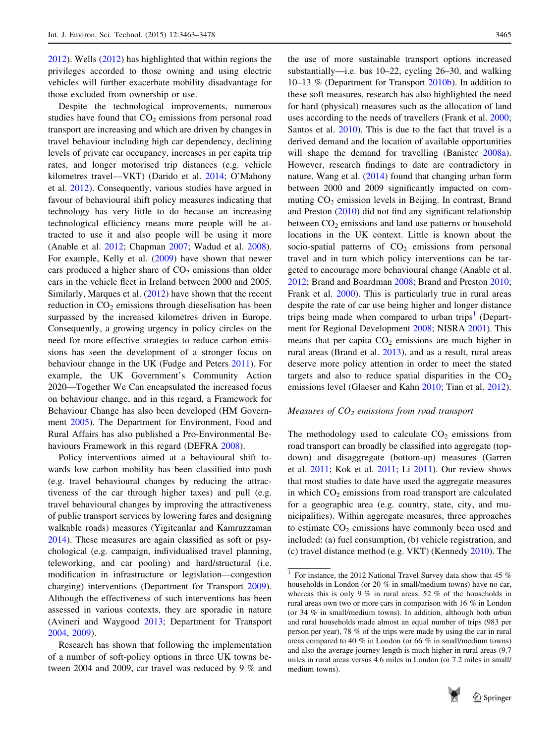2012). Wells (2012) has highlighted that within regions the privileges accorded to those owning and using electric vehicles will further exacerbate mobility disadvantage for those excluded from ownership or use.

Despite the technological improvements, numerous studies have found that $CO_2$ emissions from personal road transport are increasing and which are driven by changes in travel behaviour including high car dependency, declining levels of private car occupancy, increases in per capita trip rates, and longer motorised trip distances (e.g. vehicle kilometres travel—VKT) (Darido et al. 2014; O'Mahony et al. 2012). Consequently, various studies have argued in favour of behavioural shift policy measures indicating that technology has very little to do because an increasing technological efficiency means more people will be attracted to use it and also people will be using it more (Anable et al. 2012; Chapman 2007; Wadud et al. 2008). For example, Kelly et al. (2009) have shown that newer cars produced a higher share of $CO_2$ emissions than older cars in the vehicle fleet in Ireland between 2000 and 2005. Similarly, Marques et al. (2012) have shown that the recent reduction in $CO_2$ emissions through dieselisation has been surpassed by the increased kilometres driven in Europe. Consequently, a growing urgency in policy circles on the need for more effective strategies to reduce carbon emissions has seen the development of a stronger focus on behaviour change in the UK (Fudge and Peters 2011). For example, the UK Government's Community Action 2020—Together We Can encapsulated the increased focus on behaviour change, and in this regard, a Framework for Behaviour Change has also been developed (HM Government 2005). The Department for Environment, Food and Rural Affairs has also published a Pro-Environmental Behaviours Framework in this regard (DEFRA 2008).

Policy interventions aimed at a behavioural shift towards low carbon mobility has been classified into push (e.g. travel behavioural changes by reducing the attractiveness of the car through higher taxes) and pull (e.g. travel behavioural changes by improving the attractiveness of public transport services by lowering fares and designing walkable roads) measures (Yigitcanlar and Kamruzzaman 2014). These measures are again classified as soft or psychological (e.g. campaign, individualised travel planning, teleworking, and car pooling) and hard/structural (i.e. modification in infrastructure or legislation—congestion charging) interventions (Department for Transport 2009). Although the effectiveness of such interventions has been assessed in various contexts, they are sporadic in nature (Avineri and Waygood 2013; Department for Transport 2004, 2009).

Research has shown that following the implementation of a number of soft-policy options in three UK towns between 2004 and 2009, car travel was reduced by 9 % and the use of more sustainable transport options increased substantially—i.e. bus 10–22, cycling 26–30, and walking 10–13 % (Department for Transport 2010b). In addition to these soft measures, research has also highlighted the need for hard (physical) measures such as the allocation of land uses according to the needs of travellers (Frank et al. 2000; Santos et al. 2010). This is due to the fact that travel is a derived demand and the location of available opportunities will shape the demand for travelling (Banister 2008a). However, research findings to date are contradictory in nature. Wang et al. (2014) found that changing urban form between 2000 and 2009 significantly impacted on commuting $CO_2$ emission levels in Beijing. In contrast, Brand and Preston (2010) did not find any significant relationship between $CO_2$ emissions and land use patterns or household locations in the UK context. Little is known about the socio-spatial patterns of $CO_2$ emissions from personal travel and in turn which policy interventions can be targeted to encourage more behavioural change (Anable et al. 2012; Brand and Boardman 2008; Brand and Preston 2010; Frank et al. 2000). This is particularly true in rural areas despite the rate of car use being higher and longer distance trips being made when compared to urban trips[1] (Department for Regional Development 2008; NISRA 2001). This means that per capita $CO_2$ emissions are much higher in rural areas (Brand et al. 2013), and as a result, rural areas deserve more policy attention in order to meet the stated targets and also to reduce spatial disparities in the $CO_2$ emissions level (Glaeser and Kahn 2010; Tian et al. 2012).

### *Measures of $CO_2$ emissions from road transport*

The methodology used to calculate $CO_2$ emissions from road transport can broadly be classified into aggregate (top-down) and disaggregate (bottom-up) measures (Garren et al. 2011; Kok et al. 2011; Li 2011). Our review shows that most studies to date have used the aggregate measures in which $CO_2$ emissions from road transport are calculated for a geographic area (e.g. country, state, city, and municipalities). Within aggregate measures, three approaches to estimate $CO_2$ emissions have commonly been used and included: (a) fuel consumption, (b) vehicle registration, and (c) travel distance method (e.g. VKT) (Kennedy 2010). The

[1] For instance, the 2012 National Travel Survey data show that 45 % households in London (or 20 % in small/medium towns) have no car, whereas this is only 9 % in rural areas. 52 % of the households in rural areas own two or more cars in comparison with 16 % in London (or 34 % in small/medium towns). In addition, although both urban and rural households made almost an equal number of trips (983 per person per year), 78 % of the trips were made by using the car in rural areas compared to 40 % in London (or 66 % in small/medium towns) and also the average journey length is much higher in rural areas (9.7 miles in rural areas versus 4.6 miles in London (or 7.2 miles in small/medium towns).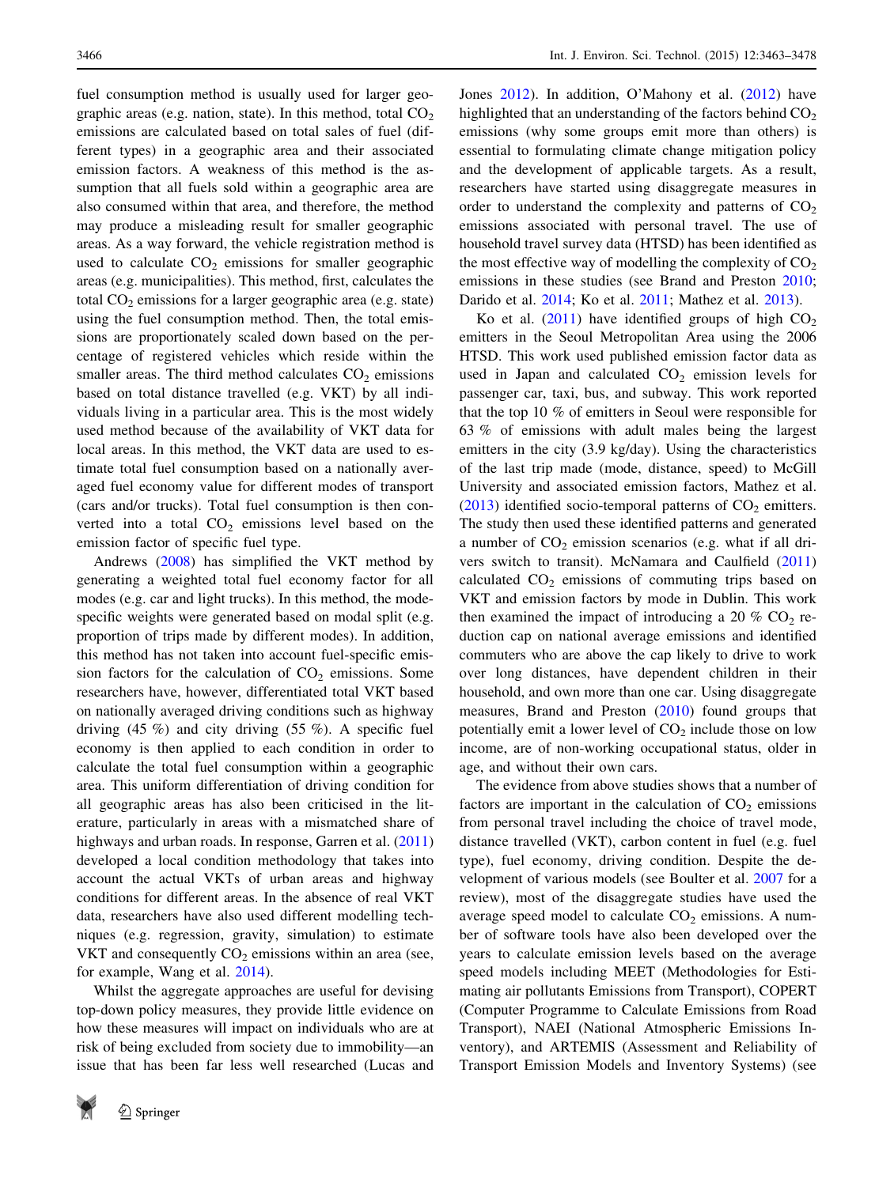fuel consumption method is usually used for larger geographic areas (e.g. nation, state). In this method, total $CO_2$ emissions are calculated based on total sales of fuel (different types) in a geographic area and their associated emission factors. A weakness of this method is the assumption that all fuels sold within a geographic area are also consumed within that area, and therefore, the method may produce a misleading result for smaller geographic areas. As a way forward, the vehicle registration method is used to calculate $CO_2$ emissions for smaller geographic areas (e.g. municipalities). This method, first, calculates the total $CO_2$ emissions for a larger geographic area (e.g. state) using the fuel consumption method. Then, the total emissions are proportionately scaled down based on the percentage of registered vehicles which reside within the smaller areas. The third method calculates $CO_2$ emissions based on total distance travelled (e.g. VKT) by all individuals living in a particular area. This is the most widely used method because of the availability of VKT data for local areas. In this method, the VKT data are used to estimate total fuel consumption based on a nationally averaged fuel economy value for different modes of transport (cars and/or trucks). Total fuel consumption is then converted into a total $CO_2$ emissions level based on the emission factor of specific fuel type.

Andrews (2008) has simplified the VKT method by generating a weighted total fuel economy factor for all modes (e.g. car and light trucks). In this method, the mode-specific weights were generated based on modal split (e.g. proportion of trips made by different modes). In addition, this method has not taken into account fuel-specific emission factors for the calculation of $CO_2$ emissions. Some researchers have, however, differentiated total VKT based on nationally averaged driving conditions such as highway driving (45 %) and city driving (55 %). A specific fuel economy is then applied to each condition in order to calculate the total fuel consumption within a geographic area. This uniform differentiation of driving condition for all geographic areas has also been criticised in the literature, particularly in areas with a mismatched share of highways and urban roads. In response, Garren et al. (2011) developed a local condition methodology that takes into account the actual VKTs of urban areas and highway conditions for different areas. In the absence of real VKT data, researchers have also used different modelling techniques (e.g. regression, gravity, simulation) to estimate VKT and consequently $CO_2$ emissions within an area (see, for example, Wang et al. 2014).

Whilst the aggregate approaches are useful for devising top-down policy measures, they provide little evidence on how these measures will impact on individuals who are at risk of being excluded from society due to immobility—an issue that has been far less well researched (Lucas and Jones 2012). In addition, O'Mahony et al. (2012) have highlighted that an understanding of the factors behind $CO_2$ emissions (why some groups emit more than others) is essential to formulating climate change mitigation policy and the development of applicable targets. As a result, researchers have started using disaggregate measures in order to understand the complexity and patterns of $CO_2$ emissions associated with personal travel. The use of household travel survey data (HTSD) has been identified as the most effective way of modelling the complexity of $CO_2$ emissions in these studies (see Brand and Preston 2010; Darido et al. 2014; Ko et al. 2011; Mathez et al. 2013).

Ko et al. (2011) have identified groups of high $CO_2$ emitters in the Seoul Metropolitan Area using the 2006 HTSD. This work used published emission factor data as used in Japan and calculated $CO_2$ emission levels for passenger car, taxi, bus, and subway. This work reported that the top 10 % of emitters in Seoul were responsible for 63 % of emissions with adult males being the largest emitters in the city (3.9 kg/day). Using the characteristics of the last trip made (mode, distance, speed) to McGill University and associated emission factors, Mathez et al. (2013) identified socio-temporal patterns of $CO_2$ emitters. The study then used these identified patterns and generated a number of $CO_2$ emission scenarios (e.g. what if all drivers switch to transit). McNamara and Caulfield (2011) calculated $CO_2$ emissions of commuting trips based on VKT and emission factors by mode in Dublin. This work then examined the impact of introducing a 20 % $CO_2$ reduction cap on national average emissions and identified commuters who are above the cap likely to drive to work over long distances, have dependent children in their household, and own more than one car. Using disaggregate measures, Brand and Preston (2010) found groups that potentially emit a lower level of $CO_2$ include those on low income, are of non-working occupational status, older in age, and without their own cars.

The evidence from above studies shows that a number of factors are important in the calculation of $CO_2$ emissions from personal travel including the choice of travel mode, distance travelled (VKT), carbon content in fuel (e.g. fuel type), fuel economy, driving condition. Despite the development of various models (see Boulter et al. 2007 for a review), most of the disaggregate studies have used the average speed model to calculate $CO_2$ emissions. A number of software tools have also been developed over the years to calculate emission levels based on the average speed models including MEET (Methodologies for Estimating air pollutants Emissions from Transport), COPERT (Computer Programme to Calculate Emissions from Road Transport), NAEI (National Atmospheric Emissions Inventory), and ARTEMIS (Assessment and Reliability of Transport Emission Models and Inventory Systems) (see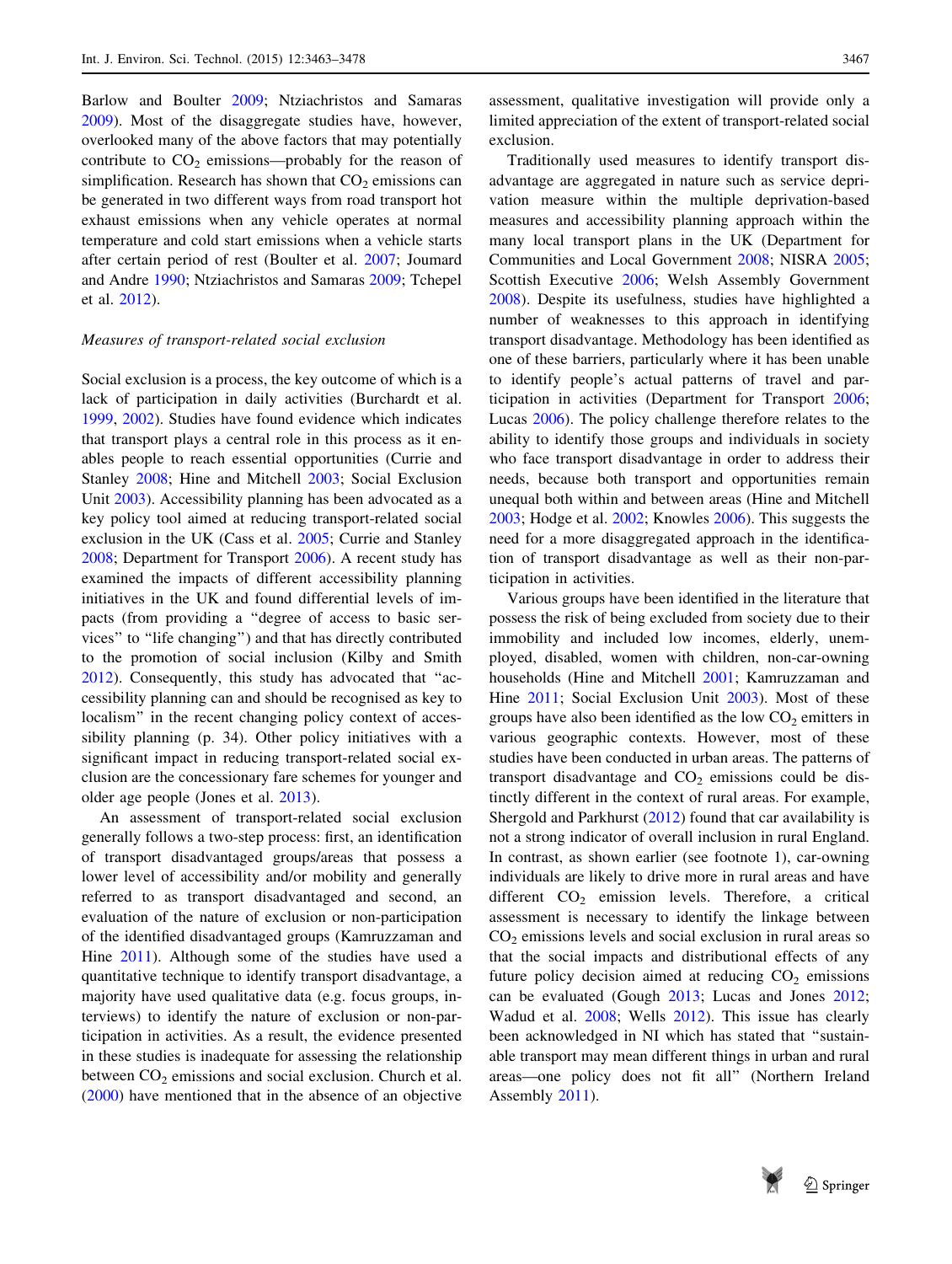Barlow and Boulter 2009; Ntziachristos and Samaras 2009). Most of the disaggregate studies have, however, overlooked many of the above factors that may potentially contribute to $CO_2$ emissions—probably for the reason of simplification. Research has shown that $CO_2$ emissions can be generated in two different ways from road transport hot exhaust emissions when any vehicle operates at normal temperature and cold start emissions when a vehicle starts after certain period of rest (Boulter et al. 2007; Joumard and Andre 1990; Ntziachristos and Samaras 2009; Tchepel et al. 2012).

*Measures of transport-related social exclusion*

Social exclusion is a process, the key outcome of which is a lack of participation in daily activities (Burchardt et al. 1999, 2002). Studies have found evidence which indicates that transport plays a central role in this process as it enables people to reach essential opportunities (Currie and Stanley 2008; Hine and Mitchell 2003; Social Exclusion Unit 2003). Accessibility planning has been advocated as a key policy tool aimed at reducing transport-related social exclusion in the UK (Cass et al. 2005; Currie and Stanley 2008; Department for Transport 2006). A recent study has examined the impacts of different accessibility planning initiatives in the UK and found differential levels of impacts (from providing a "degree of access to basic services" to "life changing") and that has directly contributed to the promotion of social inclusion (Kilby and Smith 2012). Consequently, this study has advocated that "accessibility planning can and should be recognised as key to localism" in the recent changing policy context of accessibility planning (p. 34). Other policy initiatives with a significant impact in reducing transport-related social exclusion are the concessionary fare schemes for younger and older age people (Jones et al. 2013).

An assessment of transport-related social exclusion generally follows a two-step process: first, an identification of transport disadvantaged groups/areas that possess a lower level of accessibility and/or mobility and generally referred to as transport disadvantaged and second, an evaluation of the nature of exclusion or non-participation of the identified disadvantaged groups (Kamruzzaman and Hine 2011). Although some of the studies have used a quantitative technique to identify transport disadvantage, a majority have used qualitative data (e.g. focus groups, interviews) to identify the nature of exclusion or non-participation in activities. As a result, the evidence presented in these studies is inadequate for assessing the relationship between $CO_2$ emissions and social exclusion. Church et al. (2000) have mentioned that in the absence of an objective assessment, qualitative investigation will provide only a limited appreciation of the extent of transport-related social exclusion.

Traditionally used measures to identify transport disadvantage are aggregated in nature such as service deprivation measure within the multiple deprivation-based measures and accessibility planning approach within the many local transport plans in the UK (Department for Communities and Local Government 2008; NISRA 2005; Scottish Executive 2006; Welsh Assembly Government 2008). Despite its usefulness, studies have highlighted a number of weaknesses to this approach in identifying transport disadvantage. Methodology has been identified as one of these barriers, particularly where it has been unable to identify people's actual patterns of travel and participation in activities (Department for Transport 2006; Lucas 2006). The policy challenge therefore relates to the ability to identify those groups and individuals in society who face transport disadvantage in order to address their needs, because both transport and opportunities remain unequal both within and between areas (Hine and Mitchell 2003; Hodge et al. 2002; Knowles 2006). This suggests the need for a more disaggregated approach in the identification of transport disadvantage as well as their non-participation in activities.

Various groups have been identified in the literature that possess the risk of being excluded from society due to their immobility and included low incomes, elderly, unemployed, disabled, women with children, non-car-owning households (Hine and Mitchell 2001; Kamruzzaman and Hine 2011; Social Exclusion Unit 2003). Most of these groups have also been identified as the low $CO_2$ emitters in various geographic contexts. However, most of these studies have been conducted in urban areas. The patterns of transport disadvantage and $CO_2$ emissions could be distinctly different in the context of rural areas. For example, Shergold and Parkhurst (2012) found that car availability is not a strong indicator of overall inclusion in rural England. In contrast, as shown earlier (see footnote 1), car-owning individuals are likely to drive more in rural areas and have different $CO_2$ emission levels. Therefore, a critical assessment is necessary to identify the linkage between $CO_2$ emissions levels and social exclusion in rural areas so that the social impacts and distributional effects of any future policy decision aimed at reducing $CO_2$ emissions can be evaluated (Gough 2013; Lucas and Jones 2012; Wadud et al. 2008; Wells 2012). This issue has clearly been acknowledged in NI which has stated that "sustainable transport may mean different things in urban and rural areas—one policy does not fit all" (Northern Ireland Assembly 2011).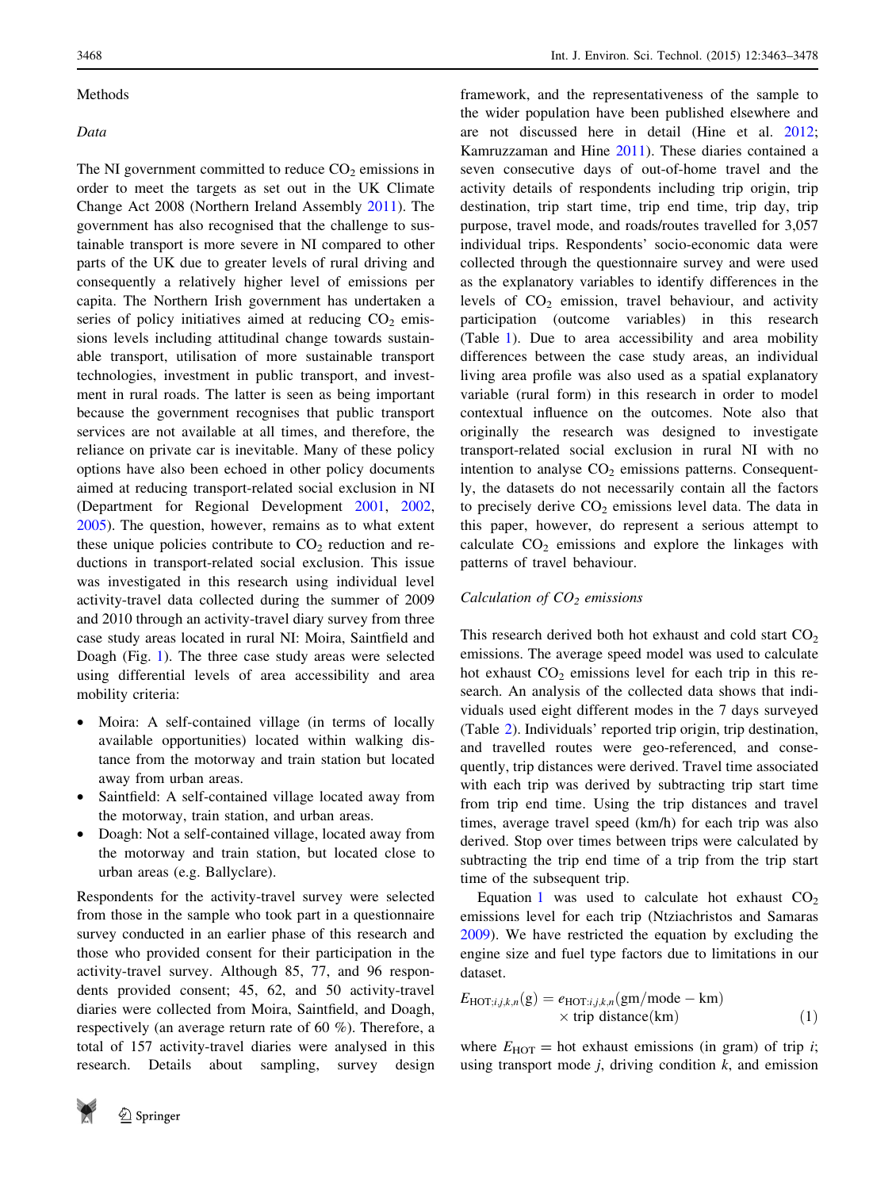## Methods

### Data

The NI government committed to reduce $CO_2$ emissions in order to meet the targets as set out in the UK Climate Change Act 2008 (Northern Ireland Assembly 2011). The government has also recognised that the challenge to sustainable transport is more severe in NI compared to other parts of the UK due to greater levels of rural driving and consequently a relatively higher level of emissions per capita. The Northern Irish government has undertaken a series of policy initiatives aimed at reducing $CO_2$ emissions levels including attitudinal change towards sustainable transport, utilisation of more sustainable transport technologies, investment in public transport, and investment in rural roads. The latter is seen as being important because the government recognises that public transport services are not available at all times, and therefore, the reliance on private car is inevitable. Many of these policy options have also been echoed in other policy documents aimed at reducing transport-related social exclusion in NI (Department for Regional Development 2001, 2002, 2005). The question, however, remains as to what extent these unique policies contribute to $CO_2$ reduction and reductions in transport-related social exclusion. This issue was investigated in this research using individual level activity-travel data collected during the summer of 2009 and 2010 through an activity-travel diary survey from three case study areas located in rural NI: Moira, Saintfield and Doagh (Fig. 1). The three case study areas were selected using differential levels of area accessibility and area mobility criteria:

- Moira: A self-contained village (in terms of locally available opportunities) located within walking distance from the motorway and train station but located away from urban areas.
- Saintfield: A self-contained village located away from the motorway, train station, and urban areas.
- Doagh: Not a self-contained village, located away from the motorway and train station, but located close to urban areas (e.g. Ballyclare).

Respondents for the activity-travel survey were selected from those in the sample who took part in a questionnaire survey conducted in an earlier phase of this research and those who provided consent for their participation in the activity-travel survey. Although 85, 77, and 96 respondents provided consent; 45, 62, and 50 activity-travel diaries were collected from Moira, Saintfield, and Doagh, respectively (an average return rate of 60 %). Therefore, a total of 157 activity-travel diaries were analysed in this research. Details about sampling, survey design framework, and the representativeness of the sample to the wider population have been published elsewhere and are not discussed here in detail (Hine et al. 2012; Kamruzzaman and Hine 2011). These diaries contained a seven consecutive days of out-of-home travel and the activity details of respondents including trip origin, trip destination, trip start time, trip end time, trip day, trip purpose, travel mode, and roads/routes travelled for 3,057 individual trips. Respondents' socio-economic data were collected through the questionnaire survey and were used as the explanatory variables to identify differences in the levels of $CO_2$ emission, travel behaviour, and activity participation (outcome variables) in this research (Table 1). Due to area accessibility and area mobility differences between the case study areas, an individual living area profile was also used as a spatial explanatory variable (rural form) in this research in order to model contextual influence on the outcomes. Note also that originally the research was designed to investigate transport-related social exclusion in rural NI with no intention to analyse $CO_2$ emissions patterns. Consequently, the datasets do not necessarily contain all the factors to precisely derive $CO_2$ emissions level data. The data in this paper, however, do represent a serious attempt to calculate $CO_2$ emissions and explore the linkages with patterns of travel behaviour.

### Calculation of $CO_2$ emissions

This research derived both hot exhaust and cold start $CO_2$ emissions. The average speed model was used to calculate hot exhaust $CO_2$ emissions level for each trip in this research. An analysis of the collected data shows that individuals used eight different modes in the 7 days surveyed (Table 2). Individuals' reported trip origin, trip destination, and travelled routes were geo-referenced, and consequently, trip distances were derived. Travel time associated with each trip was derived by subtracting trip start time from trip end time. Using the trip distances and travel times, average travel speed (km/h) for each trip was also derived. Stop over times between trips were calculated by subtracting the trip end time of a trip from the trip start time of the subsequent trip.

Equation 1 was used to calculate hot exhaust $CO_2$ emissions level for each trip (Ntziachristos and Samaras 2009). We have restricted the equation by excluding the engine size and fuel type factors due to limitations in our dataset.

$$E_{\mathrm{HOT};i,j,k,n}(\mathrm{g}) = e_{\mathrm{HOT}:i,j,k,n}(\mathrm{gm/mode-km}) \times \mathrm{trip\ distance(km)} \qquad (1)$$

where $E_{\mathrm{HOT}}$ = hot exhaust emissions (in gram) of trip $i$; using transport mode $j$, driving condition $k$, and emission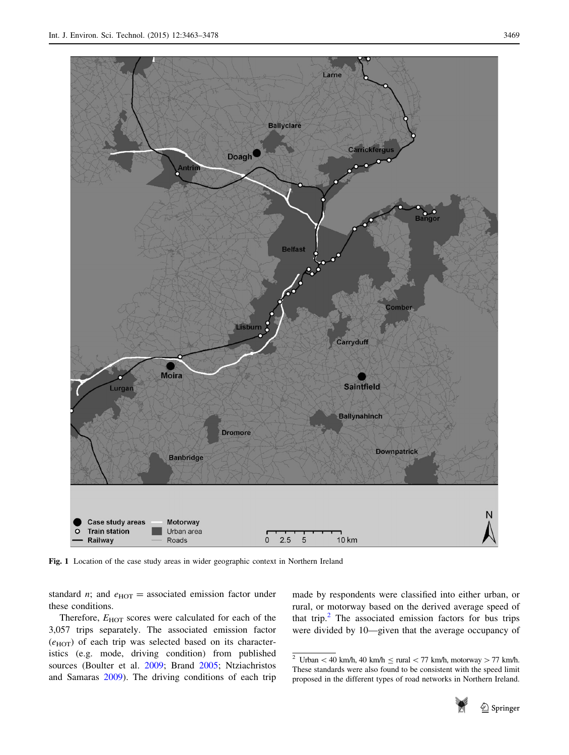Case study areas
Train station
Railway
Motorway
Urban area
Roads
0 2.5 5 10 km
N
Larne
Ballyclare
Doagh
Carrickfergus
Antrim
Bangor
Belfast
Comber
Lisburn
Carryduff
Moira
Lurgan
Saintfield
Ballynahinch
Dromore
Downpatrick
Banbridge

**Fig. 1** Location of the case study areas in wider geographic context in Northern Ireland

standard $n$; and $e_{HOT}$ = associated emission factor under these conditions.

Therefore, $E_{HOT}$ scores were calculated for each of the 3,057 trips separately. The associated emission factor ($e_{HOT}$) of each trip was selected based on its characteristics (e.g. mode, driving condition) from published sources (Boulter et al. 2009; Brand 2005; Ntziachristos and Samaras 2009). The driving conditions of each trip made by respondents were classified into either urban, or rural, or motorway based on the derived average speed of that trip.[2] The associated emission factors for bus trips were divided by 10—given that the average occupancy of

[2] Urban < 40 km/h, 40 km/h ≤ rural < 77 km/h, motorway > 77 km/h. These standards were also found to be consistent with the speed limit proposed in the different types of road networks in Northern Ireland.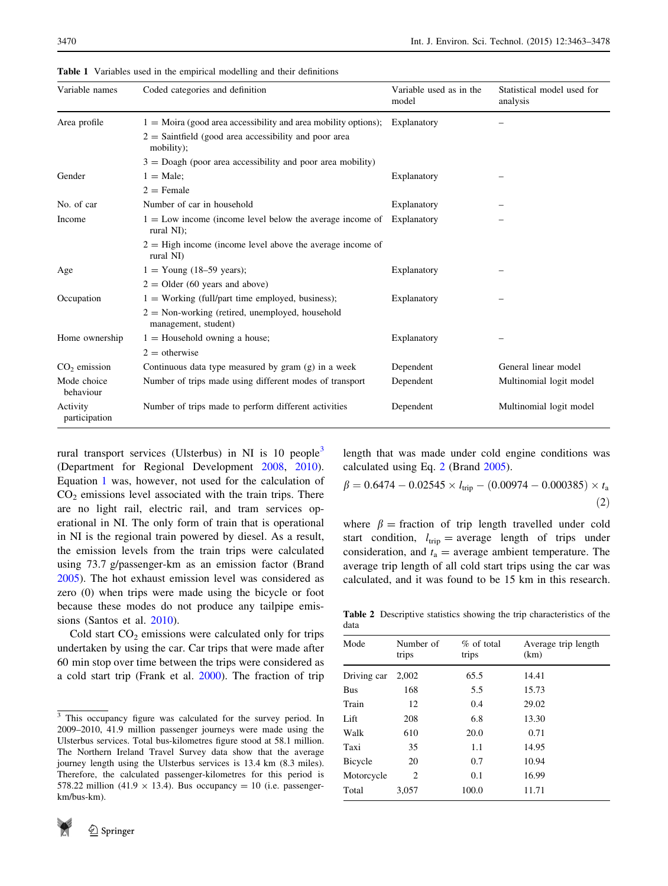Table 1 Variables used in the empirical modelling and their definitions

| Variable names | Coded categories and definition | Variable used as in the model | Statistical model used for analysis |
|---|---|---|---|
| Area profile | 1 = Moira (good area accessibility and area mobility options); | Explanatory | – |
| | 2 = Saintfield (good area accessibility and poor area mobility); | | |
| | 3 = Doagh (poor area accessibility and poor area mobility) | | |
| Gender | 1 = Male; | Explanatory | – |
| | 2 = Female | | |
| No. of car | Number of car in household | Explanatory | – |
| Income | 1 = Low income (income level below the average income of rural NI); | Explanatory | – |
| | 2 = High income (income level above the average income of rural NI) | | |
| Age | 1 = Young (18–59 years); | Explanatory | – |
| | 2 = Older (60 years and above) | | |
| Occupation | 1 = Working (full/part time employed, business); | Explanatory | – |
| | 2 = Non-working (retired, unemployed, household management, student) | | |
| Home ownership | 1 = Household owning a house; | Explanatory | – |
| | 2 = otherwise | | |
| $CO_2$ emission | Continuous data type measured by gram (g) in a week | Dependent | General linear model |
| Mode choice behaviour | Number of trips made using different modes of transport | Dependent | Multinomial logit model |
| Activity participation | Number of trips made to perform different activities | Dependent | Multinomial logit model |

rural transport services (Ulsterbus) in NI is 10 people[3] (Department for Regional Development 2008, 2010). Equation 1 was, however, not used for the calculation of $CO_2$ emissions level associated with the train trips. There are no light rail, electric rail, and tram services operational in NI. The only form of train that is operational in NI is the regional train powered by diesel. As a result, the emission levels from the train trips were calculated using 73.7 g/passenger-km as an emission factor (Brand 2005). The hot exhaust emission level was considered as zero (0) when trips were made using the bicycle or foot because these modes do not produce any tailpipe emissions (Santos et al. 2010).

Cold start $CO_2$ emissions were calculated only for trips undertaken by using the car. Car trips that were made after 60 min stop over time between the trips were considered as a cold start trip (Frank et al. 2000). The fraction of trip length that was made under cold engine conditions was calculated using Eq. 2 (Brand 2005).

$$\beta = 0.6474 - 0.02545 \times l_{\text{trip}} - (0.00974 - 0.000385) \times t_{\text{a}} \tag{2}$$

where $\beta$ = fraction of trip length travelled under cold start condition, $l_{\text{trip}}$ = average length of trips under consideration, and $t_{\text{a}}$ = average ambient temperature. The average trip length of all cold start trips using the car was calculated, and it was found to be 15 km in this research.

Table 2 Descriptive statistics showing the trip characteristics of the data

| Mode | Number of trips | % of total trips | Average trip length (km) |
|---|---|---|---|
| Driving car | 2,002 | 65.5 | 14.41 |
| Bus | 168 | 5.5 | 15.73 |
| Train | 12 | 0.4 | 29.02 |
| Lift | 208 | 6.8 | 13.30 |
| Walk | 610 | 20.0 | 0.71 |
| Taxi | 35 | 1.1 | 14.95 |
| Bicycle | 20 | 0.7 | 10.94 |
| Motorcycle | 2 | 0.1 | 16.99 |
| Total | 3,057 | 100.0 | 11.71 |

[3] This occupancy figure was calculated for the survey period. In 2009–2010, 41.9 million passenger journeys were made using the Ulsterbus services. Total bus-kilometres figure stood at 58.1 million. The Northern Ireland Travel Survey data show that the average journey length using the Ulsterbus services is 13.4 km (8.3 miles). Therefore, the calculated passenger-kilometres for this period is 578.22 million (41.9 × 13.4). Bus occupancy = 10 (i.e. passenger-km/bus-km).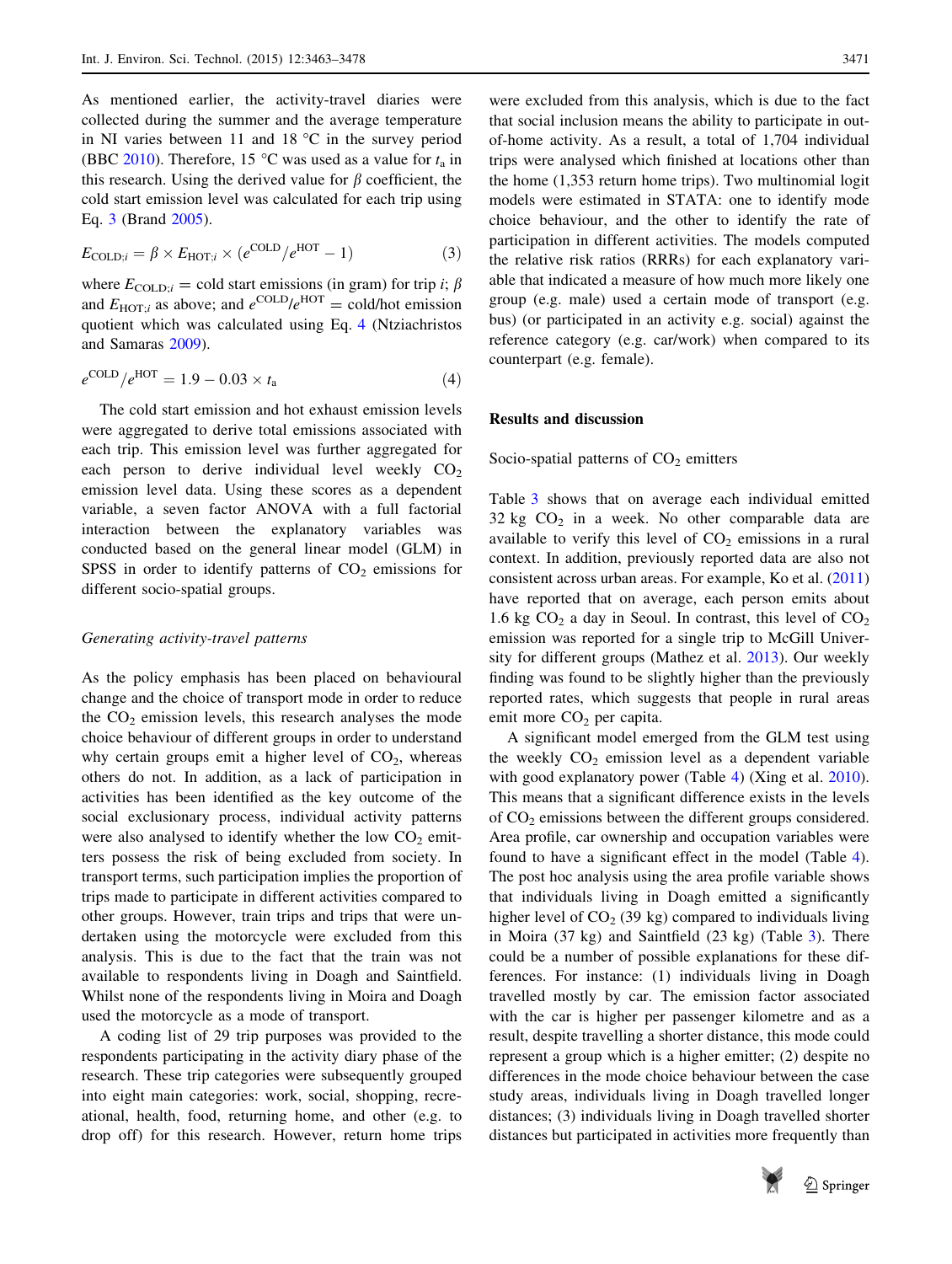As mentioned earlier, the activity-travel diaries were collected during the summer and the average temperature in NI varies between 11 and 18 °C in the survey period (BBC 2010). Therefore, 15 °C was used as a value for $t_a$ in this research. Using the derived value for $\beta$ coefficient, the cold start emission level was calculated for each trip using Eq. 3 (Brand 2005).

$$E_{\text{COLD};i} = \beta \times E_{\text{HOT};i} \times (e^{\text{COLD}}/e^{\text{HOT}} - 1) \tag{3}$$

where $E_{\text{COLD};i}$ = cold start emissions (in gram) for trip $i$; $\beta$ and $E_{\text{HOT};i}$ as above; and $e^{\text{COLD}}/e^{\text{HOT}}$ = cold/hot emission quotient which was calculated using Eq. 4 (Ntziachristos and Samaras 2009).

$$e^{\text{COLD}}/e^{\text{HOT}} = 1.9 - 0.03 \times t_a \tag{4}$$

The cold start emission and hot exhaust emission levels were aggregated to derive total emissions associated with each trip. This emission level was further aggregated for each person to derive individual level weekly $CO_2$ emission level data. Using these scores as a dependent variable, a seven factor ANOVA with a full factorial interaction between the explanatory variables was conducted based on the general linear model (GLM) in SPSS in order to identify patterns of $CO_2$ emissions for different socio-spatial groups.

*Generating activity-travel patterns*

As the policy emphasis has been placed on behavioural change and the choice of transport mode in order to reduce the $CO_2$ emission levels, this research analyses the mode choice behaviour of different groups in order to understand why certain groups emit a higher level of $CO_2$, whereas others do not. In addition, as a lack of participation in activities has been identified as the key outcome of the social exclusionary process, individual activity patterns were also analysed to identify whether the low $CO_2$ emitters possess the risk of being excluded from society. In transport terms, such participation implies the proportion of trips made to participate in different activities compared to other groups. However, train trips and trips that were undertaken using the motorcycle were excluded from this analysis. This is due to the fact that the train was not available to respondents living in Doagh and Saintfield. Whilst none of the respondents living in Moira and Doagh used the motorcycle as a mode of transport.

A coding list of 29 trip purposes was provided to the respondents participating in the activity diary phase of the research. These trip categories were subsequently grouped into eight main categories: work, social, shopping, recreational, health, food, returning home, and other (e.g. to drop off) for this research. However, return home trips were excluded from this analysis, which is due to the fact that social inclusion means the ability to participate in out-of-home activity. As a result, a total of 1,704 individual trips were analysed which finished at locations other than the home (1,353 return home trips). Two multinomial logit models were estimated in STATA: one to identify mode choice behaviour, and the other to identify the rate of participation in different activities. The models computed the relative risk ratios (RRRs) for each explanatory variable that indicated a measure of how much more likely one group (e.g. male) used a certain mode of transport (e.g. bus) (or participated in an activity e.g. social) against the reference category (e.g. car/work) when compared to its counterpart (e.g. female).

## Results and discussion

### Socio-spatial patterns of $CO_2$ emitters

Table 3 shows that on average each individual emitted 32 kg $CO_2$ in a week. No other comparable data are available to verify this level of $CO_2$ emissions in a rural context. In addition, previously reported data are also not consistent across urban areas. For example, Ko et al. (2011) have reported that on average, each person emits about 1.6 kg $CO_2$ a day in Seoul. In contrast, this level of $CO_2$ emission was reported for a single trip to McGill University for different groups (Mathez et al. 2013). Our weekly finding was found to be slightly higher than the previously reported rates, which suggests that people in rural areas emit more $CO_2$ per capita.

A significant model emerged from the GLM test using the weekly $CO_2$ emission level as a dependent variable with good explanatory power (Table 4) (Xing et al. 2010). This means that a significant difference exists in the levels of $CO_2$ emissions between the different groups considered. Area profile, car ownership and occupation variables were found to have a significant effect in the model (Table 4). The post hoc analysis using the area profile variable shows that individuals living in Doagh emitted a significantly higher level of $CO_2$ (39 kg) compared to individuals living in Moira (37 kg) and Saintfield (23 kg) (Table 3). There could be a number of possible explanations for these differences. For instance: (1) individuals living in Doagh travelled mostly by car. The emission factor associated with the car is higher per passenger kilometre and as a result, despite travelling a shorter distance, this mode could represent a group which is a higher emitter; (2) despite no differences in the mode choice behaviour between the case study areas, individuals living in Doagh travelled longer distances; (3) individuals living in Doagh travelled shorter distances but participated in activities more frequently than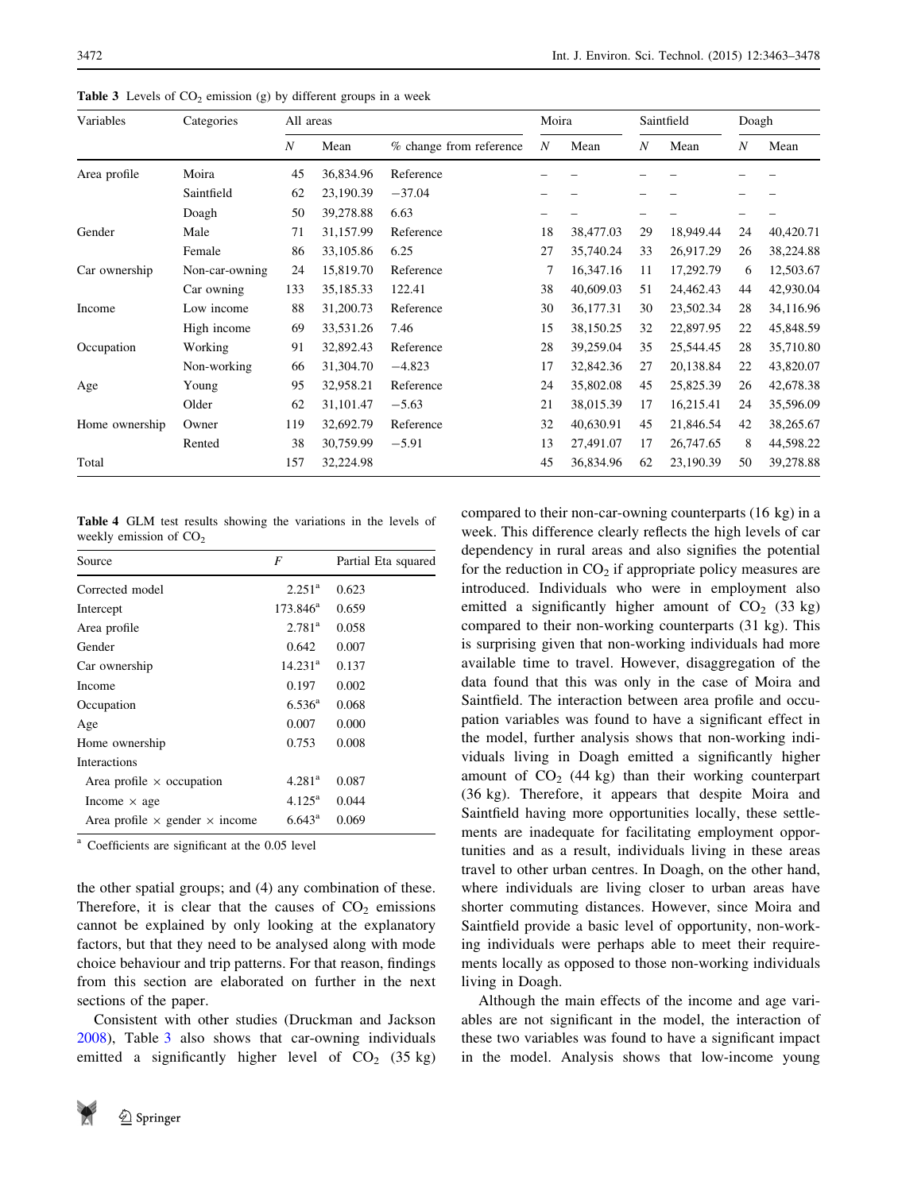**Table 3** Levels of $CO_2$ emission (g) by different groups in a week

| Variables | Categories | All areas | | | Moira | | Saintfield | | Doagh | |
|---|---|---|---|---|---|---|---|---|---|---|
| | | N | Mean | % change from reference | N | Mean | N | Mean | N | Mean |
| Area profile | Moira | 45 | 36,834.96 | Reference | – | – | – | – | – | – |
| | Saintfield | 62 | 23,190.39 | −37.04 | – | – | – | – | – | – |
| | Doagh | 50 | 39,278.88 | 6.63 | – | – | – | – | – | – |
| Gender | Male | 71 | 31,157.99 | Reference | 18 | 38,477.03 | 29 | 18,949.44 | 24 | 40,420.71 |
| | Female | 86 | 33,105.86 | 6.25 | 27 | 35,740.24 | 33 | 26,917.29 | 26 | 38,224.88 |
| Car ownership | Non-car-owning | 24 | 15,819.70 | Reference | 7 | 16,347.16 | 11 | 17,292.79 | 6 | 12,503.67 |
| | Car owning | 133 | 35,185.33 | 122.41 | 38 | 40,609.03 | 51 | 24,462.43 | 44 | 42,930.04 |
| Income | Low income | 88 | 31,200.73 | Reference | 30 | 36,177.31 | 30 | 23,502.34 | 28 | 34,116.96 |
| | High income | 69 | 33,531.26 | 7.46 | 15 | 38,150.25 | 32 | 22,897.95 | 22 | 45,848.59 |
| Occupation | Working | 91 | 32,892.43 | Reference | 28 | 39,259.04 | 35 | 25,544.45 | 28 | 35,710.80 |
| | Non-working | 66 | 31,304.70 | −4.823 | 17 | 32,842.36 | 27 | 20,138.84 | 22 | 43,820.07 |
| Age | Young | 95 | 32,958.21 | Reference | 24 | 35,802.08 | 45 | 25,825.39 | 26 | 42,678.38 |
| | Older | 62 | 31,101.47 | −5.63 | 21 | 38,015.39 | 17 | 16,215.41 | 24 | 35,596.09 |
| Home ownership | Owner | 119 | 32,692.79 | Reference | 32 | 40,630.91 | 45 | 21,846.54 | 42 | 38,265.67 |
| | Rented | 38 | 30,759.99 | −5.91 | 13 | 27,491.07 | 17 | 26,747.65 | 8 | 44,598.22 |
| Total | | 157 | 32,224.98 | | 45 | 36,834.96 | 62 | 23,190.39 | 50 | 39,278.88 |

**Table 4** GLM test results showing the variations in the levels of weekly emission of $CO_2$

| Source | F | Partial Eta squared |
|---|---|---|
| Corrected model | 2.251[a] | 0.623 |
| Intercept | 173.846[a] | 0.659 |
| Area profile | 2.781[a] | 0.058 |
| Gender | 0.642 | 0.007 |
| Car ownership | 14.231[a] | 0.137 |
| Income | 0.197 | 0.002 |
| Occupation | 6.536[a] | 0.068 |
| Age | 0.007 | 0.000 |
| Home ownership | 0.753 | 0.008 |
| Interactions | | |
| Area profile × occupation | 4.281[a] | 0.087 |
| Income × age | 4.125[a] | 0.044 |
| Area profile × gender × income | 6.643[a] | 0.069 |

[a] Coefficients are significant at the 0.05 level

the other spatial groups; and (4) any combination of these. Therefore, it is clear that the causes of $CO_2$ emissions cannot be explained by only looking at the explanatory factors, but that they need to be analysed along with mode choice behaviour and trip patterns. For that reason, findings from this section are elaborated on further in the next sections of the paper.

Consistent with other studies (Druckman and Jackson 2008), Table 3 also shows that car-owning individuals emitted a significantly higher level of $CO_2$ (35 kg) compared to their non-car-owning counterparts (16 kg) in a week. This difference clearly reflects the high levels of car dependency in rural areas and also signifies the potential for the reduction in $CO_2$ if appropriate policy measures are introduced. Individuals who were in employment also emitted a significantly higher amount of $CO_2$ (33 kg) compared to their non-working counterparts (31 kg). This is surprising given that non-working individuals had more available time to travel. However, disaggregation of the data found that this was only in the case of Moira and Saintfield. The interaction between area profile and occupation variables was found to have a significant effect in the model, further analysis shows that non-working individuals living in Doagh emitted a significantly higher amount of $CO_2$ (44 kg) than their working counterpart (36 kg). Therefore, it appears that despite Moira and Saintfield having more opportunities locally, these settlements are inadequate for facilitating employment opportunities and as a result, individuals living in these areas travel to other urban centres. In Doagh, on the other hand, where individuals are living closer to urban areas have shorter commuting distances. However, since Moira and Saintfield provide a basic level of opportunity, non-working individuals were perhaps able to meet their requirements locally as opposed to those non-working individuals living in Doagh.

Although the main effects of the income and age variables are not significant in the model, the interaction of these two variables was found to have a significant impact in the model. Analysis shows that low-income young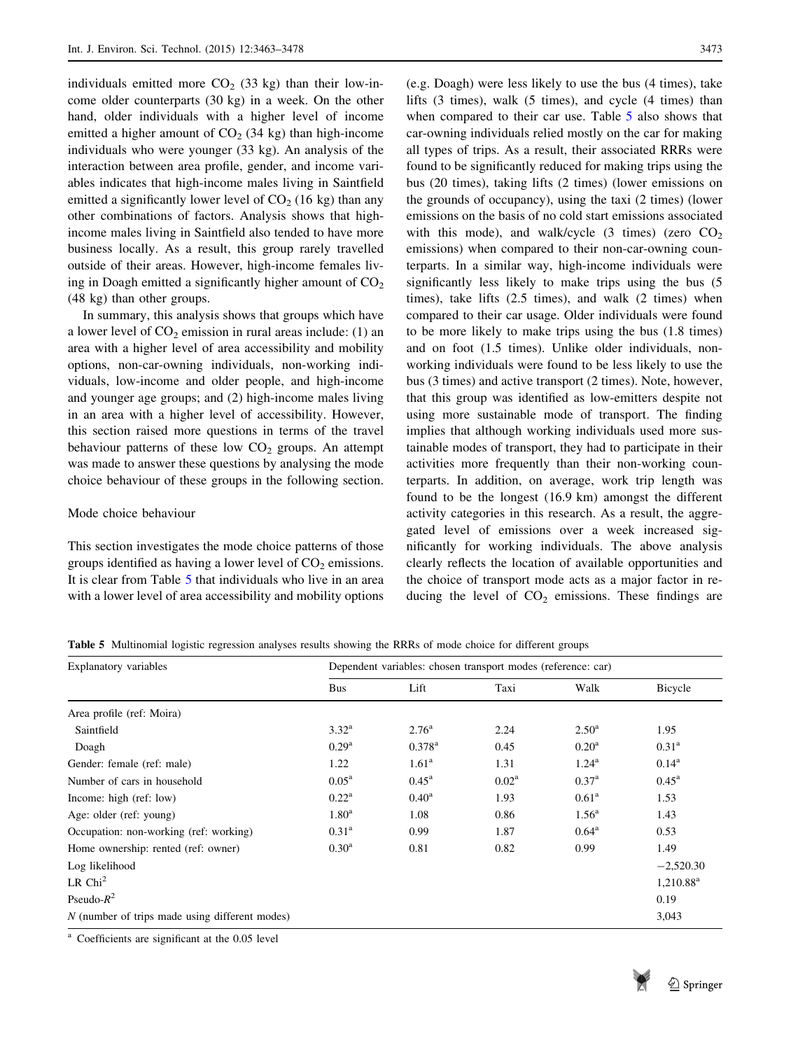individuals emitted more $CO_2$ (33 kg) than their low-income older counterparts (30 kg) in a week. On the other hand, older individuals with a higher level of income emitted a higher amount of $CO_2$ (34 kg) than high-income individuals who were younger (33 kg). An analysis of the interaction between area profile, gender, and income variables indicates that high-income males living in Saintfield emitted a significantly lower level of $CO_2$ (16 kg) than any other combinations of factors. Analysis shows that high-income males living in Saintfield also tended to have more business locally. As a result, this group rarely travelled outside of their areas. However, high-income females living in Doagh emitted a significantly higher amount of $CO_2$ (48 kg) than other groups.

In summary, this analysis shows that groups which have a lower level of $CO_2$ emission in rural areas include: (1) an area with a higher level of area accessibility and mobility options, non-car-owning individuals, non-working individuals, low-income and older people, and high-income and younger age groups; and (2) high-income males living in an area with a higher level of accessibility. However, this section raised more questions in terms of the travel behaviour patterns of these low $CO_2$ groups. An attempt was made to answer these questions by analysing the mode choice behaviour of these groups in the following section.

### Mode choice behaviour

This section investigates the mode choice patterns of those groups identified as having a lower level of $CO_2$ emissions. It is clear from Table 5 that individuals who live in an area with a lower level of area accessibility and mobility options (e.g. Doagh) were less likely to use the bus (4 times), take lifts (3 times), walk (5 times), and cycle (4 times) than when compared to their car use. Table 5 also shows that car-owning individuals relied mostly on the car for making all types of trips. As a result, their associated RRRs were found to be significantly reduced for making trips using the bus (20 times), taking lifts (2 times) (lower emissions on the grounds of occupancy), using the taxi (2 times) (lower emissions on the basis of no cold start emissions associated with this mode), and walk/cycle (3 times) (zero $CO_2$ emissions) when compared to their non-car-owning counterparts. In a similar way, high-income individuals were significantly less likely to make trips using the bus (5 times), take lifts (2.5 times), and walk (2 times) when compared to their car usage. Older individuals were found to be more likely to make trips using the bus (1.8 times) and on foot (1.5 times). Unlike older individuals, non-working individuals were found to be less likely to use the bus (3 times) and active transport (2 times). Note, however, that this group was identified as low-emitters despite not using more sustainable mode of transport. The finding implies that although working individuals used more sustainable modes of transport, they had to participate in their activities more frequently than their non-working counterparts. In addition, on average, work trip length was found to be the longest (16.9 km) amongst the different activity categories in this research. As a result, the aggregated level of emissions over a week increased significantly for working individuals. The above analysis clearly reflects the location of available opportunities and the choice of transport mode acts as a major factor in reducing the level of $CO_2$ emissions. These findings are

**Table 5** Multinomial logistic regression analyses results showing the RRRs of mode choice for different groups

| Explanatory variables | Dependent variables: chosen transport modes (reference: car) | | | | |
|---|---|---|---|---|---|
| | Bus | Lift | Taxi | Walk | Bicycle |
| Area profile (ref: Moira) | | | | | |
| Saintfield | 3.32[a] | 2.76[a] | 2.24 | 2.50[a] | 1.95 |
| Doagh | 0.29[a] | 0.378[a] | 0.45 | 0.20[a] | 0.31[a] |
| Gender: female (ref: male) | 1.22 | 1.61[a] | 1.31 | 1.24[a] | 0.14[a] |
| Number of cars in household | 0.05[a] | 0.45[a] | 0.02[a] | 0.37[a] | 0.45[a] |
| Income: high (ref: low) | 0.22[a] | 0.40[a] | 1.93 | 0.61[a] | 1.53 |
| Age: older (ref: young) | 1.80[a] | 1.08 | 0.86 | 1.56[a] | 1.43 |
| Occupation: non-working (ref: working) | 0.31[a] | 0.99 | 1.87 | 0.64[a] | 0.53 |
| Home ownership: rented (ref: owner) | 0.30[a] | 0.81 | 0.82 | 0.99 | 1.49 |
| Log likelihood | | | | | −2,520.30 |
| LR $Chi^2$ | | | | | 1,210.88[a] |
| Pseudo-$R^2$ | | | | | 0.19 |
| $N$ (number of trips made using different modes) | | | | | 3,043 |

[a] Coefficients are significant at the 0.05 level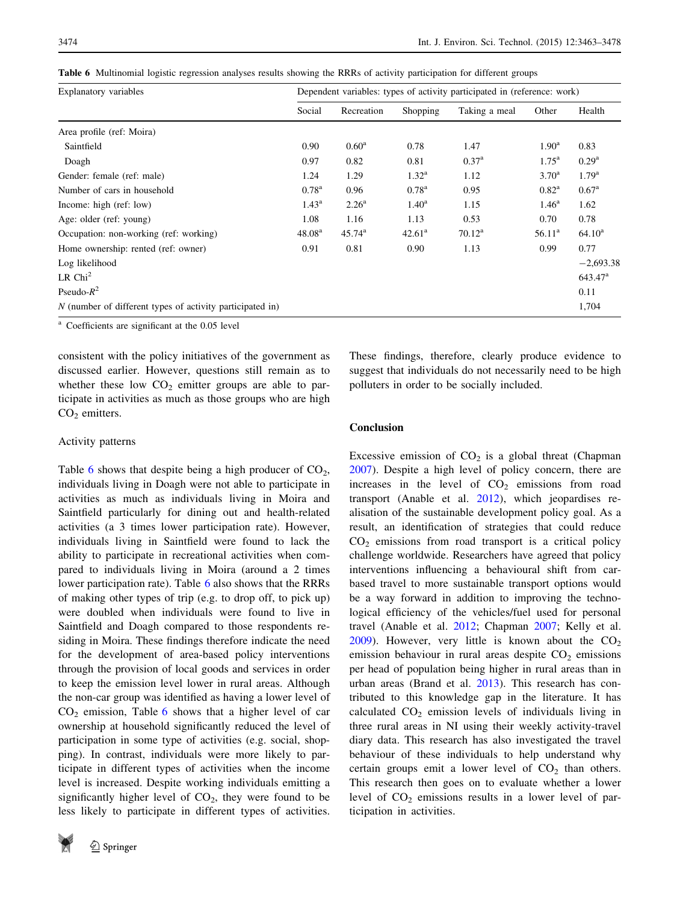Table 6 Multinomial logistic regression analyses results showing the RRRs of activity participation for different groups

| Explanatory variables | Dependent variables: types of activity participated in (reference: work) | | | | | |
|---|---|---|---|---|---|---|
| | Social | Recreation | Shopping | Taking a meal | Other | Health |
| Area profile (ref: Moira) | | | | | | |
| Saintfield | 0.90 | 0.60[a] | 0.78 | 1.47 | 1.90[a] | 0.83 |
| Doagh | 0.97 | 0.82 | 0.81 | 0.37[a] | 1.75[a] | 0.29[a] |
| Gender: female (ref: male) | 1.24 | 1.29 | 1.32[a] | 1.12 | 3.70[a] | 1.79[a] |
| Number of cars in household | 0.78[a] | 0.96 | 0.78[a] | 0.95 | 0.82[a] | 0.67[a] |
| Income: high (ref: low) | 1.43[a] | 2.26[a] | 1.40[a] | 1.15 | 1.46[a] | 1.62 |
| Age: older (ref: young) | 1.08 | 1.16 | 1.13 | 0.53 | 0.70 | 0.78 |
| Occupation: non-working (ref: working) | 48.08[a] | 45.74[a] | 42.61[a] | 70.12[a] | 56.11[a] | 64.10[a] |
| Home ownership: rented (ref: owner) | 0.91 | 0.81 | 0.90 | 1.13 | 0.99 | 0.77 |
| Log likelihood | | | | | | −2,693.38 |
| LR $Chi^2$ | | | | | | 643.47[a] |
| Pseudo-$R^2$ | | | | | | 0.11 |
| $N$ (number of different types of activity participated in) | | | | | | 1,704 |

[a] Coefficients are significant at the 0.05 level

consistent with the policy initiatives of the government as discussed earlier. However, questions still remain as to whether these low $CO_2$ emitter groups are able to participate in activities as much as those groups who are high $CO_2$ emitters.

### Activity patterns

Table 6 shows that despite being a high producer of $CO_2$, individuals living in Doagh were not able to participate in activities as much as individuals living in Moira and Saintfield particularly for dining out and health-related activities (a 3 times lower participation rate). However, individuals living in Saintfield were found to lack the ability to participate in recreational activities when compared to individuals living in Moira (around a 2 times lower participation rate). Table 6 also shows that the RRRs of making other types of trip (e.g. to drop off, to pick up) were doubled when individuals were found to live in Saintfield and Doagh compared to those respondents residing in Moira. These findings therefore indicate the need for the development of area-based policy interventions through the provision of local goods and services in order to keep the emission level lower in rural areas. Although the non-car group was identified as having a lower level of $CO_2$ emission, Table 6 shows that a higher level of car ownership at household significantly reduced the level of participation in some type of activities (e.g. social, shopping). In contrast, individuals were more likely to participate in different types of activities when the income level is increased. Despite working individuals emitting a significantly higher level of $CO_2$, they were found to be less likely to participate in different types of activities. These findings, therefore, clearly produce evidence to suggest that individuals do not necessarily need to be high polluters in order to be socially included.

## Conclusion

Excessive emission of $CO_2$ is a global threat (Chapman 2007). Despite a high level of policy concern, there are increases in the level of $CO_2$ emissions from road transport (Anable et al. 2012), which jeopardises realisation of the sustainable development policy goal. As a result, an identification of strategies that could reduce $CO_2$ emissions from road transport is a critical policy challenge worldwide. Researchers have agreed that policy interventions influencing a behavioural shift from car-based travel to more sustainable transport options would be a way forward in addition to improving the technological efficiency of the vehicles/fuel used for personal travel (Anable et al. 2012; Chapman 2007; Kelly et al. 2009). However, very little is known about the $CO_2$ emission behaviour in rural areas despite $CO_2$ emissions per head of population being higher in rural areas than in urban areas (Brand et al. 2013). This research has contributed to this knowledge gap in the literature. It has calculated $CO_2$ emission levels of individuals living in three rural areas in NI using their weekly activity-travel diary data. This research has also investigated the travel behaviour of these individuals to help understand why certain groups emit a lower level of $CO_2$ than others. This research then goes on to evaluate whether a lower level of $CO_2$ emissions results in a lower level of participation in activities.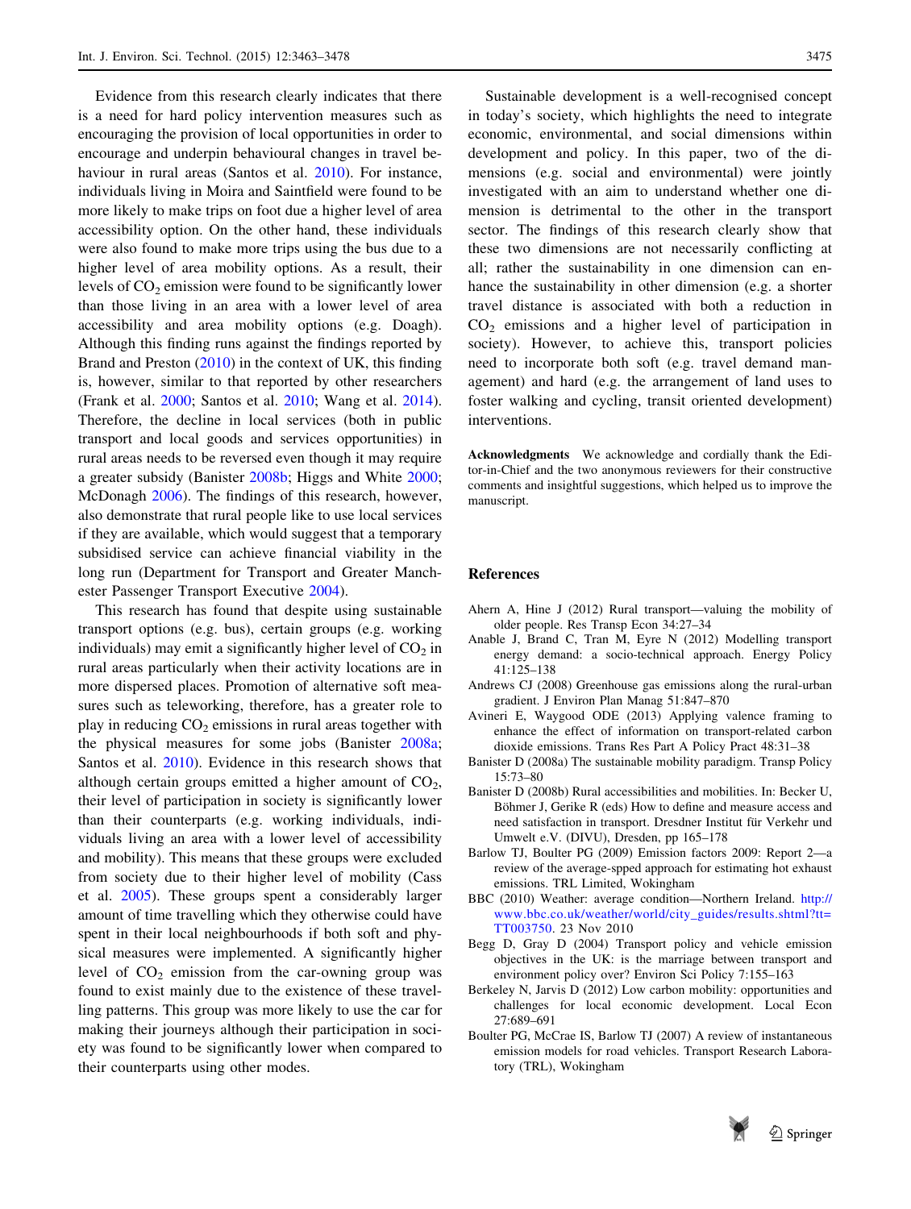Evidence from this research clearly indicates that there is a need for hard policy intervention measures such as encouraging the provision of local opportunities in order to encourage and underpin behavioural changes in travel behaviour in rural areas (Santos et al. 2010). For instance, individuals living in Moira and Saintfield were found to be more likely to make trips on foot due a higher level of area accessibility option. On the other hand, these individuals were also found to make more trips using the bus due to a higher level of area mobility options. As a result, their levels of $CO_2$ emission were found to be significantly lower than those living in an area with a lower level of area accessibility and area mobility options (e.g. Doagh). Although this finding runs against the findings reported by Brand and Preston (2010) in the context of UK, this finding is, however, similar to that reported by other researchers (Frank et al. 2000; Santos et al. 2010; Wang et al. 2014). Therefore, the decline in local services (both in public transport and local goods and services opportunities) in rural areas needs to be reversed even though it may require a greater subsidy (Banister 2008b; Higgs and White 2000; McDonagh 2006). The findings of this research, however, also demonstrate that rural people like to use local services if they are available, which would suggest that a temporary subsidised service can achieve financial viability in the long run (Department for Transport and Greater Manchester Passenger Transport Executive 2004).

This research has found that despite using sustainable transport options (e.g. bus), certain groups (e.g. working individuals) may emit a significantly higher level of $CO_2$ in rural areas particularly when their activity locations are in more dispersed places. Promotion of alternative soft measures such as teleworking, therefore, has a greater role to play in reducing $CO_2$ emissions in rural areas together with the physical measures for some jobs (Banister 2008a; Santos et al. 2010). Evidence in this research shows that although certain groups emitted a higher amount of $CO_2$, their level of participation in society is significantly lower than their counterparts (e.g. working individuals, individuals living an area with a lower level of accessibility and mobility). This means that these groups were excluded from society due to their higher level of mobility (Cass et al. 2005). These groups spent a considerably larger amount of time travelling which they otherwise could have spent in their local neighbourhoods if both soft and physical measures were implemented. A significantly higher level of $CO_2$ emission from the car-owning group was found to exist mainly due to the existence of these travelling patterns. This group was more likely to use the car for making their journeys although their participation in society was found to be significantly lower when compared to their counterparts using other modes.

Sustainable development is a well-recognised concept in today's society, which highlights the need to integrate economic, environmental, and social dimensions within development and policy. In this paper, two of the dimensions (e.g. social and environmental) were jointly investigated with an aim to understand whether one dimension is detrimental to the other in the transport sector. The findings of this research clearly show that these two dimensions are not necessarily conflicting at all; rather the sustainability in one dimension can enhance the sustainability in other dimension (e.g. a shorter travel distance is associated with both a reduction in $CO_2$ emissions and a higher level of participation in society). However, to achieve this, transport policies need to incorporate both soft (e.g. travel demand management) and hard (e.g. the arrangement of land uses to foster walking and cycling, transit oriented development) interventions.

**Acknowledgments** We acknowledge and cordially thank the Editor-in-Chief and the two anonymous reviewers for their constructive comments and insightful suggestions, which helped us to improve the manuscript.

## References

Ahern A, Hine J (2012) Rural transport—valuing the mobility of older people. Res Transp Econ 34:27–34

Anable J, Brand C, Tran M, Eyre N (2012) Modelling transport energy demand: a socio-technical approach. Energy Policy 41:125–138

Andrews CJ (2008) Greenhouse gas emissions along the rural-urban gradient. J Environ Plan Manag 51:847–870

Avineri E, Waygood ODE (2013) Applying valence framing to enhance the effect of information on transport-related carbon dioxide emissions. Trans Res Part A Policy Pract 48:31–38

Banister D (2008a) The sustainable mobility paradigm. Transp Policy 15:73–80

Banister D (2008b) Rural accessibilities and mobilities. In: Becker U, Böhmer J, Gerike R (eds) How to define and measure access and need satisfaction in transport. Dresdner Institut für Verkehr und Umwelt e.V. (DIVU), Dresden, pp 165–178

Barlow TJ, Boulter PG (2009) Emission factors 2009: Report 2—a review of the average-spped approach for estimating hot exhaust emissions. TRL Limited, Wokingham

BBC (2010) Weather: average condition—Northern Ireland. http://www.bbc.co.uk/weather/world/city_guides/results.shtml?tt=TT003750. 23 Nov 2010

Begg D, Gray D (2004) Transport policy and vehicle emission objectives in the UK: is the marriage between transport and environment policy over? Environ Sci Policy 7:155–163

Berkeley N, Jarvis D (2012) Low carbon mobility: opportunities and challenges for local economic development. Local Econ 27:689–691

Boulter PG, McCrae IS, Barlow TJ (2007) A review of instantaneous emission models for road vehicles. Transport Research Laboratory (TRL), Wokingham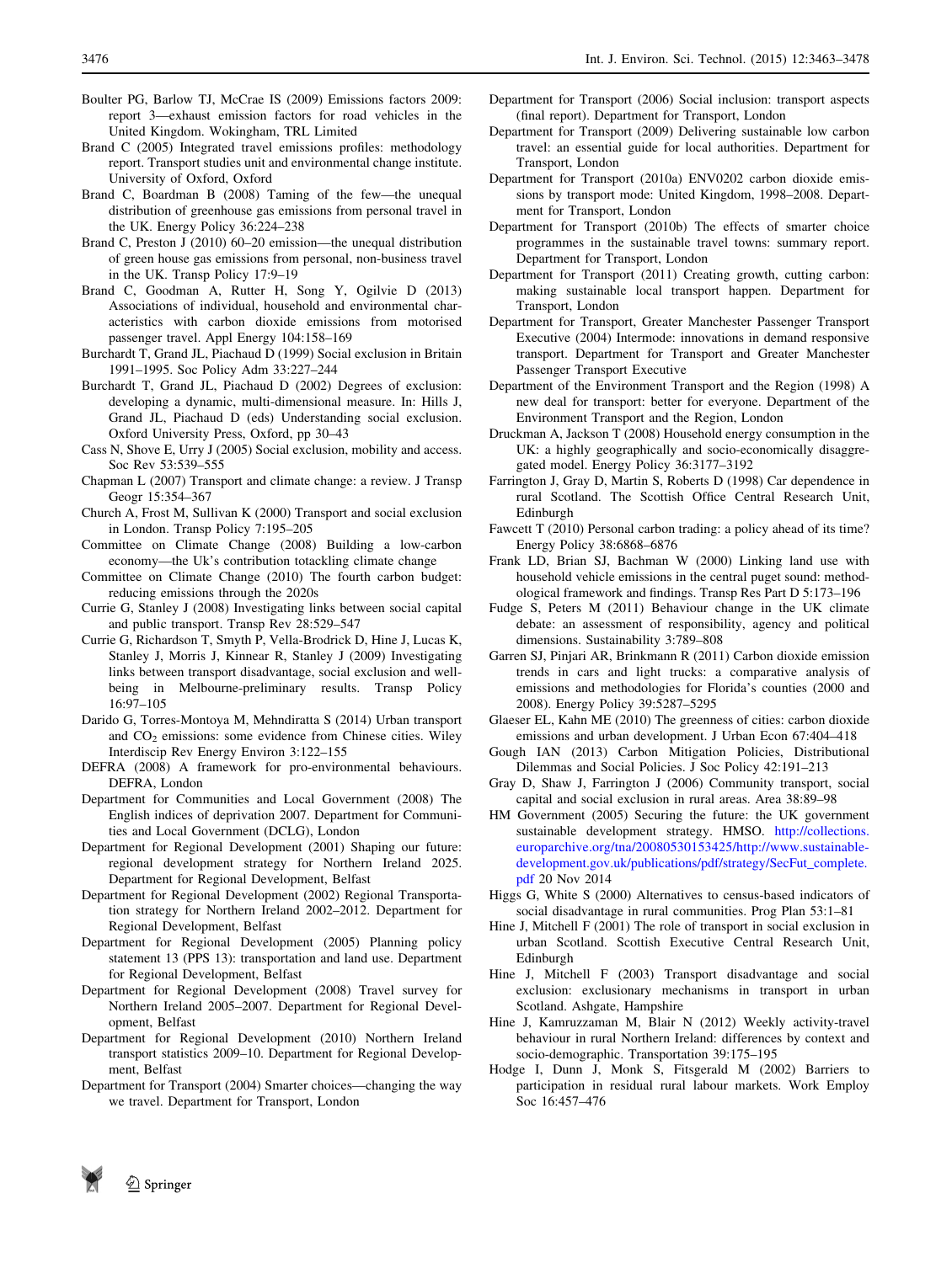Boulter PG, Barlow TJ, McCrae IS (2009) Emissions factors 2009: report 3—exhaust emission factors for road vehicles in the United Kingdom. Wokingham, TRL Limited

Brand C (2005) Integrated travel emissions profiles: methodology report. Transport studies unit and environmental change institute. University of Oxford, Oxford

Brand C, Boardman B (2008) Taming of the few—the unequal distribution of greenhouse gas emissions from personal travel in the UK. Energy Policy 36:224–238

Brand C, Preston J (2010) 60–20 emission—the unequal distribution of green house gas emissions from personal, non-business travel in the UK. Transp Policy 17:9–19

Brand C, Goodman A, Rutter H, Song Y, Ogilvie D (2013) Associations of individual, household and environmental characteristics with carbon dioxide emissions from motorised passenger travel. Appl Energy 104:158–169

Burchardt T, Grand JL, Piachaud D (1999) Social exclusion in Britain 1991–1995. Soc Policy Adm 33:227–244

Burchardt T, Grand JL, Piachaud D (2002) Degrees of exclusion: developing a dynamic, multi-dimensional measure. In: Hills J, Grand JL, Piachaud D (eds) Understanding social exclusion. Oxford University Press, Oxford, pp 30–43

Cass N, Shove E, Urry J (2005) Social exclusion, mobility and access. Soc Rev 53:539–555

Chapman L (2007) Transport and climate change: a review. J Transp Geogr 15:354–367

Church A, Frost M, Sullivan K (2000) Transport and social exclusion in London. Transp Policy 7:195–205

Committee on Climate Change (2008) Building a low-carbon economy—the Uk's contribution totackling climate change

Committee on Climate Change (2010) The fourth carbon budget: reducing emissions through the 2020s

Currie G, Stanley J (2008) Investigating links between social capital and public transport. Transp Rev 28:529–547

Currie G, Richardson T, Smyth P, Vella-Brodrick D, Hine J, Lucas K, Stanley J, Morris J, Kinnear R, Stanley J (2009) Investigating links between transport disadvantage, social exclusion and well-being in Melbourne-preliminary results. Transp Policy 16:97–105

Darido G, Torres-Montoya M, Mehndiratta S (2014) Urban transport and $CO_2$ emissions: some evidence from Chinese cities. Wiley Interdiscip Rev Energy Environ 3:122–155

DEFRA (2008) A framework for pro-environmental behaviours. DEFRA, London

Department for Communities and Local Government (2008) The English indices of deprivation 2007. Department for Communities and Local Government (DCLG), London

Department for Regional Development (2001) Shaping our future: regional development strategy for Northern Ireland 2025. Department for Regional Development, Belfast

Department for Regional Development (2002) Regional Transportation strategy for Northern Ireland 2002–2012. Department for Regional Development, Belfast

Department for Regional Development (2005) Planning policy statement 13 (PPS 13): transportation and land use. Department for Regional Development, Belfast

Department for Regional Development (2008) Travel survey for Northern Ireland 2005–2007. Department for Regional Development, Belfast

Department for Regional Development (2010) Northern Ireland transport statistics 2009–10. Department for Regional Development, Belfast

Department for Transport (2004) Smarter choices—changing the way we travel. Department for Transport, London

Department for Transport (2006) Social inclusion: transport aspects (final report). Department for Transport, London

Department for Transport (2009) Delivering sustainable low carbon travel: an essential guide for local authorities. Department for Transport, London

Department for Transport (2010a) ENV0202 carbon dioxide emissions by transport mode: United Kingdom, 1998–2008. Department for Transport, London

Department for Transport (2010b) The effects of smarter choice programmes in the sustainable travel towns: summary report. Department for Transport, London

Department for Transport (2011) Creating growth, cutting carbon: making sustainable local transport happen. Department for Transport, London

Department for Transport, Greater Manchester Passenger Transport Executive (2004) Intermode: innovations in demand responsive transport. Department for Transport and Greater Manchester Passenger Transport Executive

Department of the Environment Transport and the Region (1998) A new deal for transport: better for everyone. Department of the Environment Transport and the Region, London

Druckman A, Jackson T (2008) Household energy consumption in the UK: a highly geographically and socio-economically disaggregated model. Energy Policy 36:3177–3192

Farrington J, Gray D, Martin S, Roberts D (1998) Car dependence in rural Scotland. The Scottish Office Central Research Unit, Edinburgh

Fawcett T (2010) Personal carbon trading: a policy ahead of its time? Energy Policy 38:6868–6876

Frank LD, Brian SJ, Bachman W (2000) Linking land use with household vehicle emissions in the central puget sound: methodological framework and findings. Transp Res Part D 5:173–196

Fudge S, Peters M (2011) Behaviour change in the UK climate debate: an assessment of responsibility, agency and political dimensions. Sustainability 3:789–808

Garren SJ, Pinjari AR, Brinkmann R (2011) Carbon dioxide emission trends in cars and light trucks: a comparative analysis of emissions and methodologies for Florida's counties (2000 and 2008). Energy Policy 39:5287–5295

Glaeser EL, Kahn ME (2010) The greenness of cities: carbon dioxide emissions and urban development. J Urban Econ 67:404–418

Gough IAN (2013) Carbon Mitigation Policies, Distributional Dilemmas and Social Policies. J Soc Policy 42:191–213

Gray D, Shaw J, Farrington J (2006) Community transport, social capital and social exclusion in rural areas. Area 38:89–98

HM Government (2005) Securing the future: the UK government sustainable development strategy. HMSO. http://collections.europarchive.org/tna/20080530153425/http://www.sustainable-development.gov.uk/publications/pdf/strategy/SecFut_complete.pdf 20 Nov 2014

Higgs G, White S (2000) Alternatives to census-based indicators of social disadvantage in rural communities. Prog Plan 53:1–81

Hine J, Mitchell F (2001) The role of transport in social exclusion in urban Scotland. Scottish Executive Central Research Unit, Edinburgh

Hine J, Mitchell F (2003) Transport disadvantage and social exclusion: exclusionary mechanisms in transport in urban Scotland. Ashgate, Hampshire

Hine J, Kamruzzaman M, Blair N (2012) Weekly activity-travel behaviour in rural Northern Ireland: differences by context and socio-demographic. Transportation 39:175–195

Hodge I, Dunn J, Monk S, Fitsgerald M (2002) Barriers to participation in residual rural labour markets. Work Employ Soc 16:457–476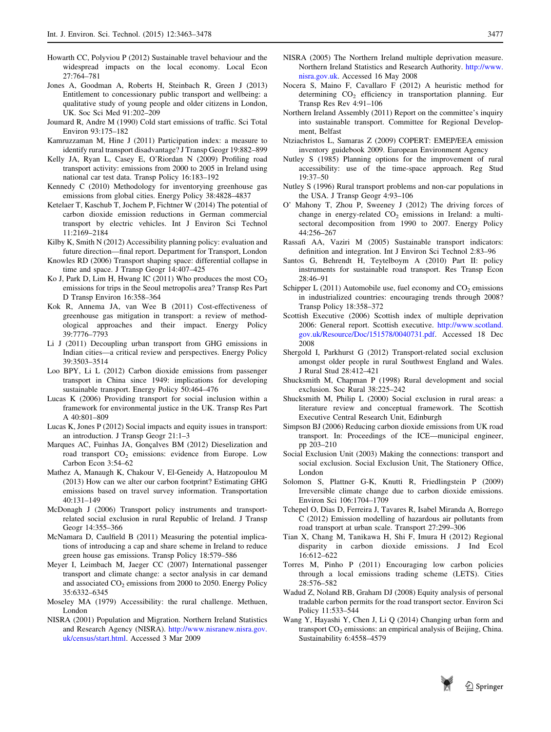Howarth CC, Polyviou P (2012) Sustainable travel behaviour and the widespread impacts on the local economy. Local Econ 27:764–781

Jones A, Goodman A, Roberts H, Steinbach R, Green J (2013) Entitlement to concessionary public transport and wellbeing: a qualitative study of young people and older citizens in London, UK. Soc Sci Med 91:202–209

Joumard R, Andre M (1990) Cold start emissions of traffic. Sci Total Environ 93:175–182

Kamruzzaman M, Hine J (2011) Participation index: a measure to identify rural transport disadvantage? J Transp Geogr 19:882–899

Kelly JA, Ryan L, Casey E, O'Riordan N (2009) Profiling road transport activity: emissions from 2000 to 2005 in Ireland using national car test data. Transp Policy 16:183–192

Kennedy C (2010) Methodology for inventorying greenhouse gas emissions from global cities. Energy Policy 38:4828–4837

Ketelaer T, Kaschub T, Jochem P, Fichtner W (2014) The potential of carbon dioxide emission reductions in German commercial transport by electric vehicles. Int J Environ Sci Technol 11:2169–2184

Kilby K, Smith N (2012) Accessibility planning policy: evaluation and future direction—final report. Department for Transport, London

Knowles RD (2006) Transport shaping space: differential collapse in time and space. J Transp Geogr 14:407–425

Ko J, Park D, Lim H, Hwang IC (2011) Who produces the most $CO_2$ emissions for trips in the Seoul metropolis area? Transp Res Part D Transp Environ 16:358–364

Kok R, Annema JA, van Wee B (2011) Cost-effectiveness of greenhouse gas mitigation in transport: a review of methodological approaches and their impact. Energy Policy 39:7776–7793

Li J (2011) Decoupling urban transport from GHG emissions in Indian cities—a critical review and perspectives. Energy Policy 39:3503–3514

Loo BPY, Li L (2012) Carbon dioxide emissions from passenger transport in China since 1949: implications for developing sustainable transport. Energy Policy 50:464–476

Lucas K (2006) Providing transport for social inclusion within a framework for environmental justice in the UK. Transp Res Part A 40:801–809

Lucas K, Jones P (2012) Social impacts and equity issues in transport: an introduction. J Transp Geogr 21:1–3

Marques AC, Fuinhas JA, Gonçalves BM (2012) Dieselization and road transport $CO_2$ emissions: evidence from Europe. Low Carbon Econ 3:54–62

Mathez A, Manaugh K, Chakour V, El-Geneidy A, Hatzopoulou M (2013) How can we alter our carbon footprint? Estimating GHG emissions based on travel survey information. Transportation 40:131–149

McDonagh J (2006) Transport policy instruments and transport-related social exclusion in rural Republic of Ireland. J Transp Geogr 14:355–366

McNamara D, Caulfield B (2011) Measuring the potential implications of introducing a cap and share scheme in Ireland to reduce green house gas emissions. Transp Policy 18:579–586

Meyer I, Leimbach M, Jaeger CC (2007) International passenger transport and climate change: a sector analysis in car demand and associated $CO_2$ emissions from 2000 to 2050. Energy Policy 35:6332–6345

Moseley MA (1979) Accessibility: the rural challenge. Methuen, London

NISRA (2001) Population and Migration. Northern Ireland Statistics and Research Agency (NISRA). http://www.nisranew.nisra.gov.uk/census/start.html. Accessed 3 Mar 2009

NISRA (2005) The Northern Ireland multiple deprivation measure. Northern Ireland Statistics and Research Authority. http://www.nisra.gov.uk. Accessed 16 May 2008

Nocera S, Maino F, Cavallaro F (2012) A heuristic method for determining $CO_2$ efficiency in transportation planning. Eur Transp Res Rev 4:91–106

Northern Ireland Assembly (2011) Report on the committee's inquiry into sustainable transport. Committee for Regional Development, Belfast

Ntziachristos L, Samaras Z (2009) COPERT: EMEP/EEA emission inventory guidebook 2009. European Environment Agency

Nutley S (1985) Planning options for the improvement of rural accessibility: use of the time-space approach. Reg Stud 19:37–50

Nutley S (1996) Rural transport problems and non-car populations in the USA. J Transp Geogr 4:93–106

O' Mahony T, Zhou P, Sweeney J (2012) The driving forces of change in energy-related $CO_2$ emissions in Ireland: a multi-sectoral decomposition from 1990 to 2007. Energy Policy 44:256–267

Rassafi AA, Vaziri M (2005) Sustainable transport indicators: definition and integration. Int J Environ Sci Technol 2:83–96

Santos G, Behrendt H, Teytelboym A (2010) Part II: policy instruments for sustainable road transport. Res Transp Econ 28:46–91

Schipper L (2011) Automobile use, fuel economy and $CO_2$ emissions in industrialized countries: encouraging trends through 2008? Transp Policy 18:358–372

Scottish Executive (2006) Scottish index of multiple deprivation 2006: General report. Scottish executive. http://www.scotland.gov.uk/Resource/Doc/151578/0040731.pdf. Accessed 18 Dec 2008

Shergold I, Parkhurst G (2012) Transport-related social exclusion amongst older people in rural Southwest England and Wales. J Rural Stud 28:412–421

Shucksmith M, Chapman P (1998) Rural development and social exclusion. Soc Rural 38:225–242

Shucksmith M, Philip L (2000) Social exclusion in rural areas: a literature review and conceptual framework. The Scottish Executive Central Research Unit, Edinburgh

Simpson BJ (2006) Reducing carbon dioxide emissions from UK road transport. In: Proceedings of the ICE—municipal engineer, pp 203–210

Social Exclusion Unit (2003) Making the connections: transport and social exclusion. Social Exclusion Unit, The Stationery Office, London

Solomon S, Plattner G-K, Knutti R, Friedlingstein P (2009) Irreversible climate change due to carbon dioxide emissions. Environ Sci 106:1704–1709

Tchepel O, Dias D, Ferreira J, Tavares R, Isabel Miranda A, Borrego C (2012) Emission modelling of hazardous air pollutants from road transport at urban scale. Transport 27:299–306

Tian X, Chang M, Tanikawa H, Shi F, Imura H (2012) Regional disparity in carbon dioxide emissions. J Ind Ecol 16:612–622

Torres M, Pinho P (2011) Encouraging low carbon policies through a local emissions trading scheme (LETS). Cities 28:576–582

Wadud Z, Noland RB, Graham DJ (2008) Equity analysis of personal tradable carbon permits for the road transport sector. Environ Sci Policy 11:533–544

Wang Y, Hayashi Y, Chen J, Li Q (2014) Changing urban form and transport $CO_2$ emissions: an empirical analysis of Beijing, China. Sustainability 6:4558–4579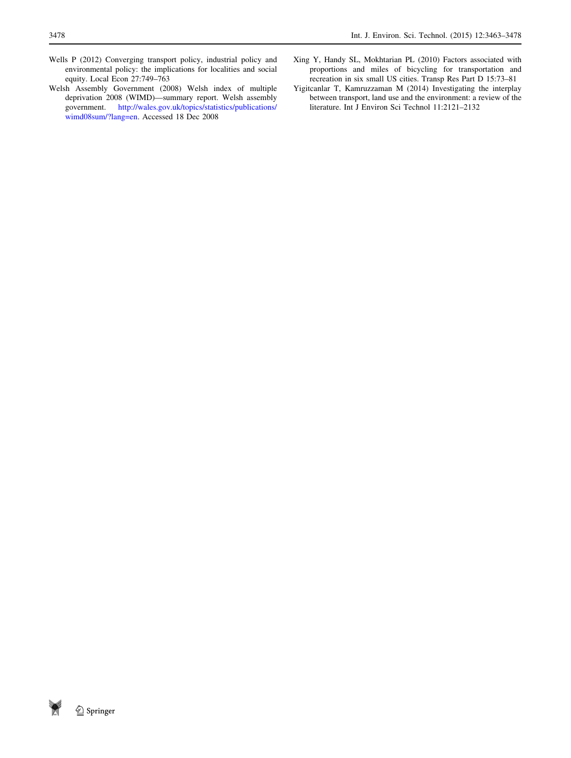Wells P (2012) Converging transport policy, industrial policy and environmental policy: the implications for localities and social equity. Local Econ 27:749–763

Welsh Assembly Government (2008) Welsh index of multiple deprivation 2008 (WIMD)—summary report. Welsh assembly government. http://wales.gov.uk/topics/statistics/publications/wimd08sum/?lang=en. Accessed 18 Dec 2008

Xing Y, Handy SL, Mokhtarian PL (2010) Factors associated with proportions and miles of bicycling for transportation and recreation in six small US cities. Transp Res Part D 15:73–81

Yigitcanlar T, Kamruzzaman M (2014) Investigating the interplay between transport, land use and the environment: a review of the literature. Int J Environ Sci Technol 11:2121–2132